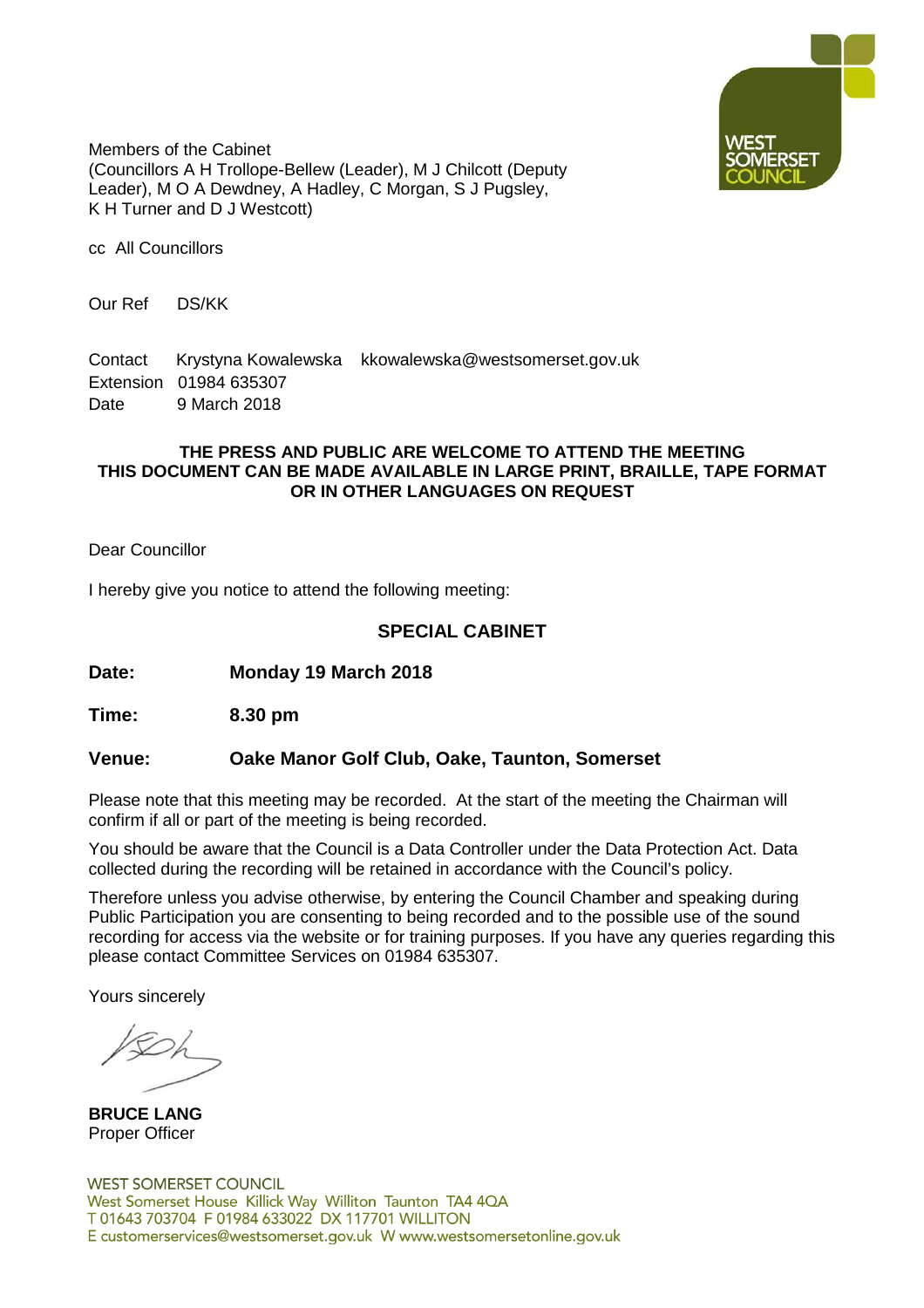Members of the Cabinet
(Councillors A H Trollope-Bellew (Leader), M J Chilcott (Deputy Leader), M O A Dewdney, A Hadley, C Morgan, S J Pugsley, K H Turner and D J Westcott)

cc All Councillors

Our Ref DS/KK

Contact Krystyna Kowalewska kkowalewska@westsomerset.gov.uk
Extension 01984 635307
Date 9 March 2018

**THE PRESS AND PUBLIC ARE WELCOME TO ATTEND THE MEETING
THIS DOCUMENT CAN BE MADE AVAILABLE IN LARGE PRINT, BRAILLE, TAPE FORMAT OR IN OTHER LANGUAGES ON REQUEST**

Dear Councillor

I hereby give you notice to attend the following meeting:

## SPECIAL CABINET

**Date: Monday 19 March 2018**

**Time: 8.30 pm**

**Venue: Oake Manor Golf Club, Oake, Taunton, Somerset**

Please note that this meeting may be recorded. At the start of the meeting the Chairman will confirm if all or part of the meeting is being recorded.

You should be aware that the Council is a Data Controller under the Data Protection Act. Data collected during the recording will be retained in accordance with the Council's policy.

Therefore unless you advise otherwise, by entering the Council Chamber and speaking during Public Participation you are consenting to being recorded and to the possible use of the sound recording for access via the website or for training purposes. If you have any queries regarding this please contact Committee Services on 01984 635307.

Yours sincerely

**BRUCE LANG**
Proper Officer

WEST SOMERSET COUNCIL
West Somerset House Killick Way Williton Taunton TA4 4QA
T 01643 703704 F 01984 633022 DX 117701 WILLITON
E customerservices@westsomerset.gov.uk W www.westsomersetonline.gov.uk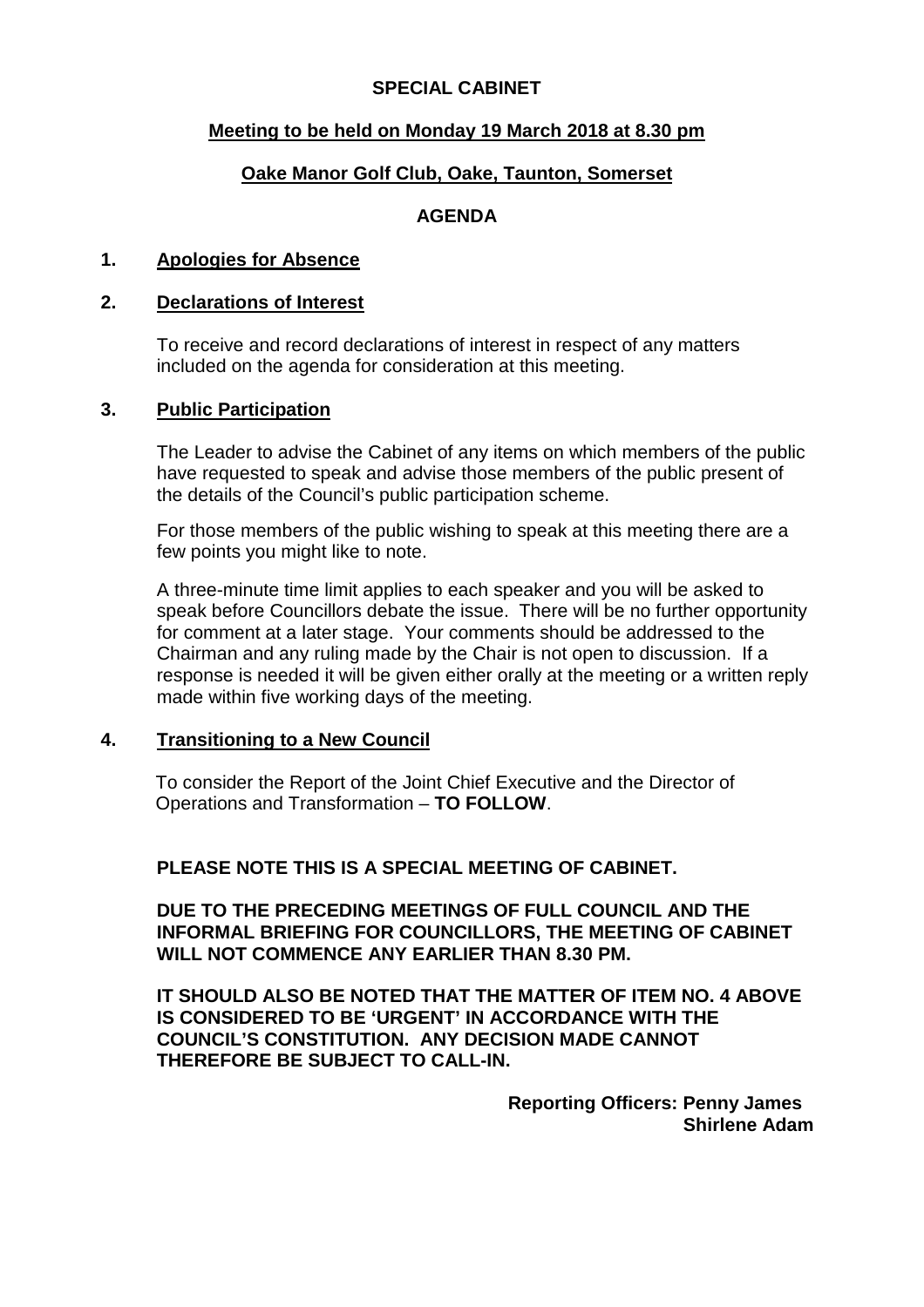# SPECIAL CABINET

## Meeting to be held on Monday 19 March 2018 at 8.30 pm

## Oake Manor Golf Club, Oake, Taunton, Somerset

## AGENDA

**1. Apologies for Absence**

**2. Declarations of Interest**

To receive and record declarations of interest in respect of any matters included on the agenda for consideration at this meeting.

**3. Public Participation**

The Leader to advise the Cabinet of any items on which members of the public have requested to speak and advise those members of the public present of the details of the Council's public participation scheme.

For those members of the public wishing to speak at this meeting there are a few points you might like to note.

A three-minute time limit applies to each speaker and you will be asked to speak before Councillors debate the issue. There will be no further opportunity for comment at a later stage. Your comments should be addressed to the Chairman and any ruling made by the Chair is not open to discussion. If a response is needed it will be given either orally at the meeting or a written reply made within five working days of the meeting.

**4. Transitioning to a New Council**

To consider the Report of the Joint Chief Executive and the Director of Operations and Transformation – **TO FOLLOW**.

**PLEASE NOTE THIS IS A SPECIAL MEETING OF CABINET.**

**DUE TO THE PRECEDING MEETINGS OF FULL COUNCIL AND THE INFORMAL BRIEFING FOR COUNCILLORS, THE MEETING OF CABINET WILL NOT COMMENCE ANY EARLIER THAN 8.30 PM.**

**IT SHOULD ALSO BE NOTED THAT THE MATTER OF ITEM NO. 4 ABOVE IS CONSIDERED TO BE 'URGENT' IN ACCORDANCE WITH THE COUNCIL'S CONSTITUTION. ANY DECISION MADE CANNOT THEREFORE BE SUBJECT TO CALL-IN.**

**Reporting Officers: Penny James**
**Shirlene Adam**